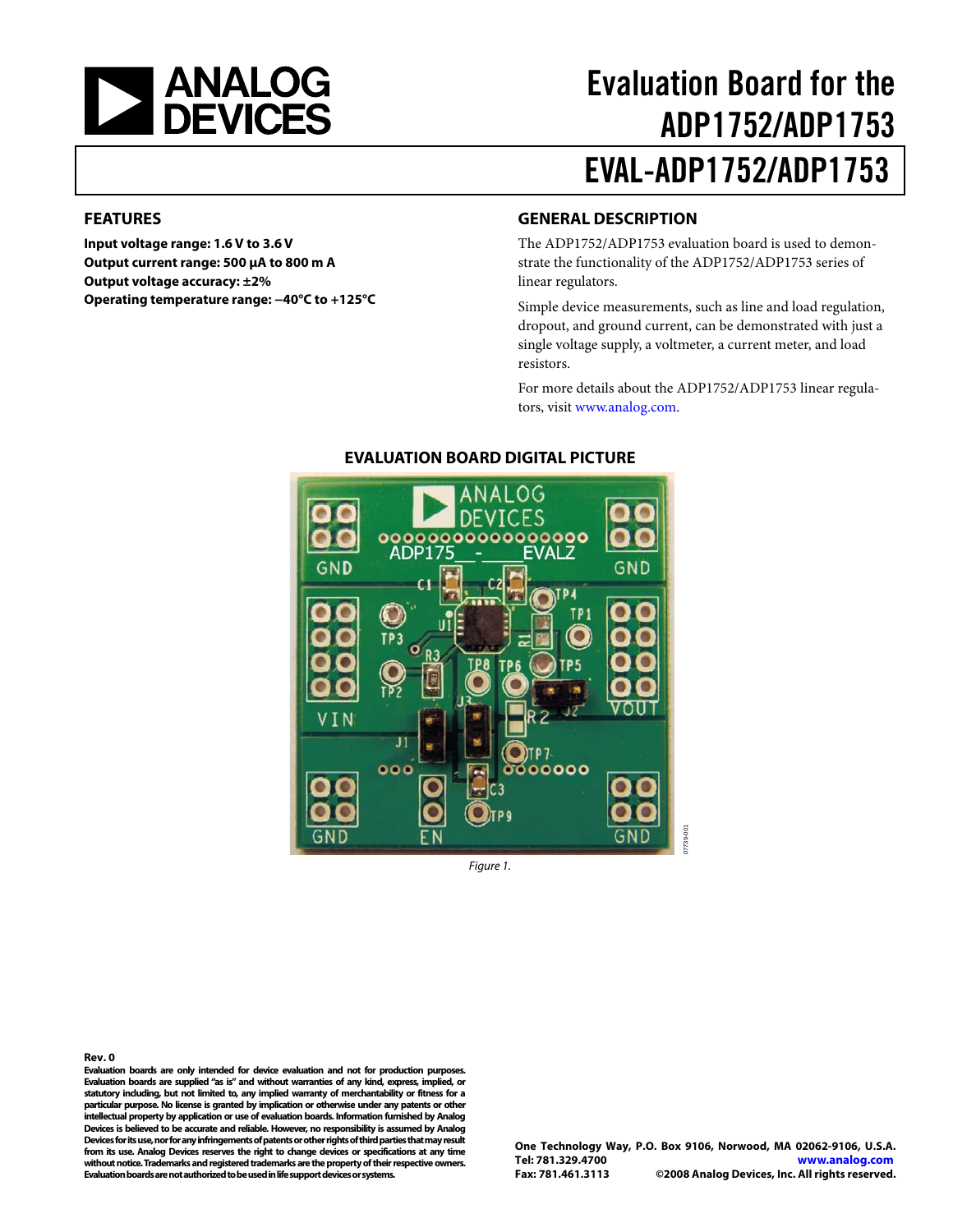# Evaluation Board for the ADP1752/ADP1753

# EVAL-ADP1752/ADP1753

## FEATURES

**Input voltage range: 1.6 V to 3.6 V**
**Output current range: 500 µA to 800 m A**
**Output voltage accuracy: ±2%**
**Operating temperature range: −40°C to +125°C**

## GENERAL DESCRIPTION

The ADP1752/ADP1753 evaluation board is used to demonstrate the functionality of the ADP1752/ADP1753 series of linear regulators.

Simple device measurements, such as line and load regulation, dropout, and ground current, can be demonstrated with just a single voltage supply, a voltmeter, a current meter, and load resistors.

For more details about the ADP1752/ADP1753 linear regulators, visit www.analog.com.

## EVALUATION BOARD DIGITAL PICTURE

*Figure 1.*

**Rev. 0**

**Evaluation boards are only intended for device evaluation and not for production purposes. Evaluation boards are supplied "as is" and without warranties of any kind, express, implied, or statutory including, but not limited to, any implied warranty of merchantability or fitness for a particular purpose. No license is granted by implication or otherwise under any patents or other intellectual property by application or use of evaluation boards. Information furnished by Analog Devices is believed to be accurate and reliable. However, no responsibility is assumed by Analog Devices for its use, nor for any infringements of patents or other rights of third parties that may result from its use. Analog Devices reserves the right to change devices or specifications at any time without notice. Trademarks and registered trademarks are the property of their respective owners. Evaluation boards are not authorized to be used in life support devices or systems.**

**One Technology Way, P.O. Box 9106, Norwood, MA 02062-9106, U.S.A.**
**Tel: 781.329.4700** www.analog.com
**Fax: 781.461.3113** **©2008 Analog Devices, Inc. All rights reserved.**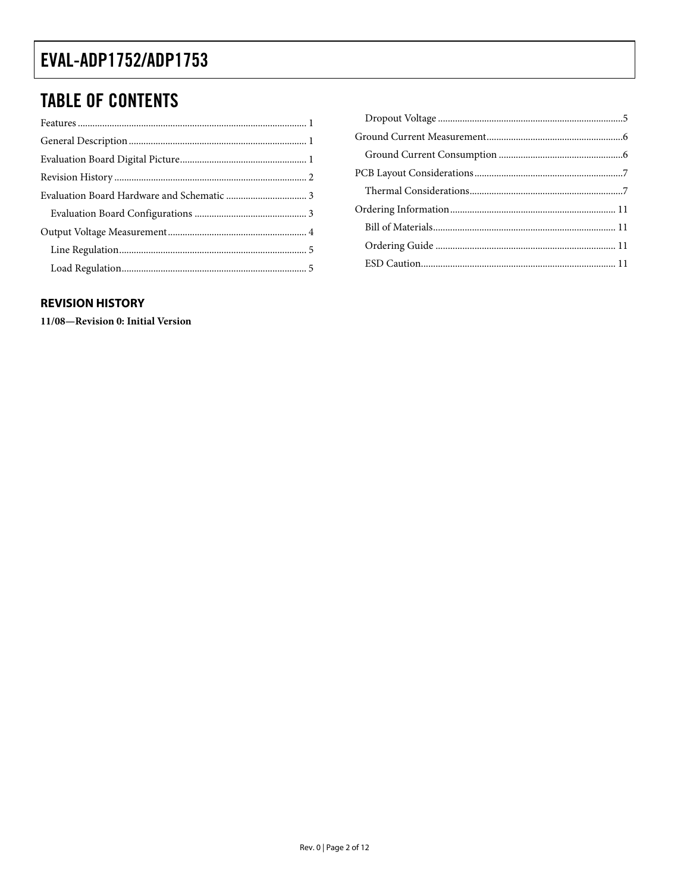## TABLE OF CONTENTS

Features ........................................................................................... 1
General Description ....................................................................... 1
Evaluation Board Digital Picture .................................................. 1
Revision History ............................................................................. 2
Evaluation Board Hardware and Schematic ................................ 3
  Evaluation Board Configurations ............................................. 3
Output Voltage Measurement ........................................................ 4
  Line Regulation ............................................................................ 5
  Load Regulation ........................................................................... 5
  Dropout Voltage ........................................................................... 5
Ground Current Measurement ....................................................... 6
  Ground Current Consumption .................................................. 6
PCB Layout Considerations ............................................................ 7
  Thermal Considerations .............................................................. 7
Ordering Information ................................................................... 11
  Bill of Materials .......................................................................... 11
  Ordering Guide .......................................................................... 11
  ESD Caution ............................................................................... 11

### REVISION HISTORY

**11/08—Revision 0: Initial Version**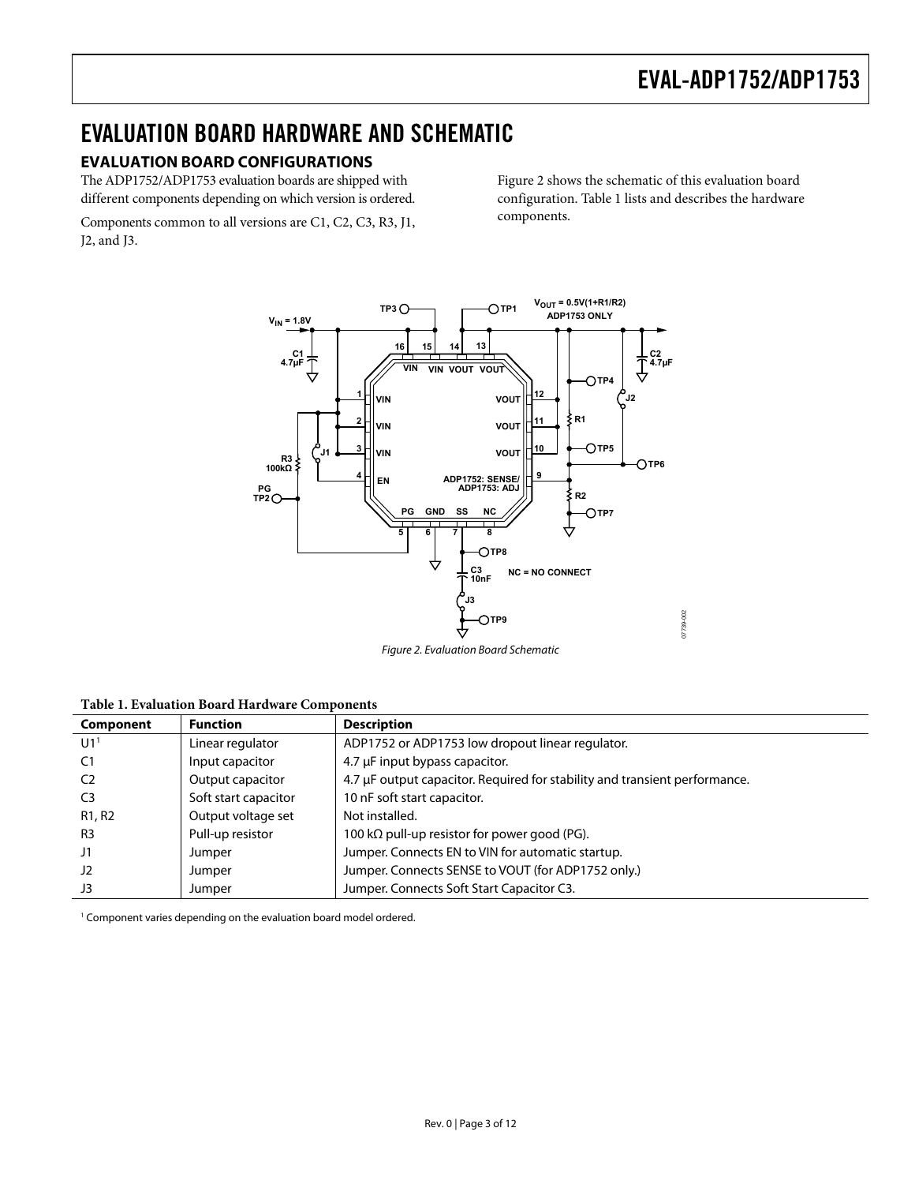# EVALUATION BOARD HARDWARE AND SCHEMATIC

## EVALUATION BOARD CONFIGURATIONS

The ADP1752/ADP1753 evaluation boards are shipped with different components depending on which version is ordered.

Components common to all versions are C1, C2, C3, R3, J1, J2, and J3.

Figure 2 shows the schematic of this evaluation board configuration. Table 1 lists and describes the hardware components.

*Figure 2. Evaluation Board Schematic*

**Table 1. Evaluation Board Hardware Components**

| Component | Function | Description |
|---|---|---|
| U1[1] | Linear regulator | ADP1752 or ADP1753 low dropout linear regulator. |
| C1 | Input capacitor | 4.7 µF input bypass capacitor. |
| C2 | Output capacitor | 4.7 µF output capacitor. Required for stability and transient performance. |
| C3 | Soft start capacitor | 10 nF soft start capacitor. |
| R1, R2 | Output voltage set | Not installed. |
| R3 | Pull-up resistor | 100 kΩ pull-up resistor for power good (PG). |
| J1 | Jumper | Jumper. Connects EN to VIN for automatic startup. |
| J2 | Jumper | Jumper. Connects SENSE to VOUT (for ADP1752 only.) |
| J3 | Jumper | Jumper. Connects Soft Start Capacitor C3. |

[1] Component varies depending on the evaluation board model ordered.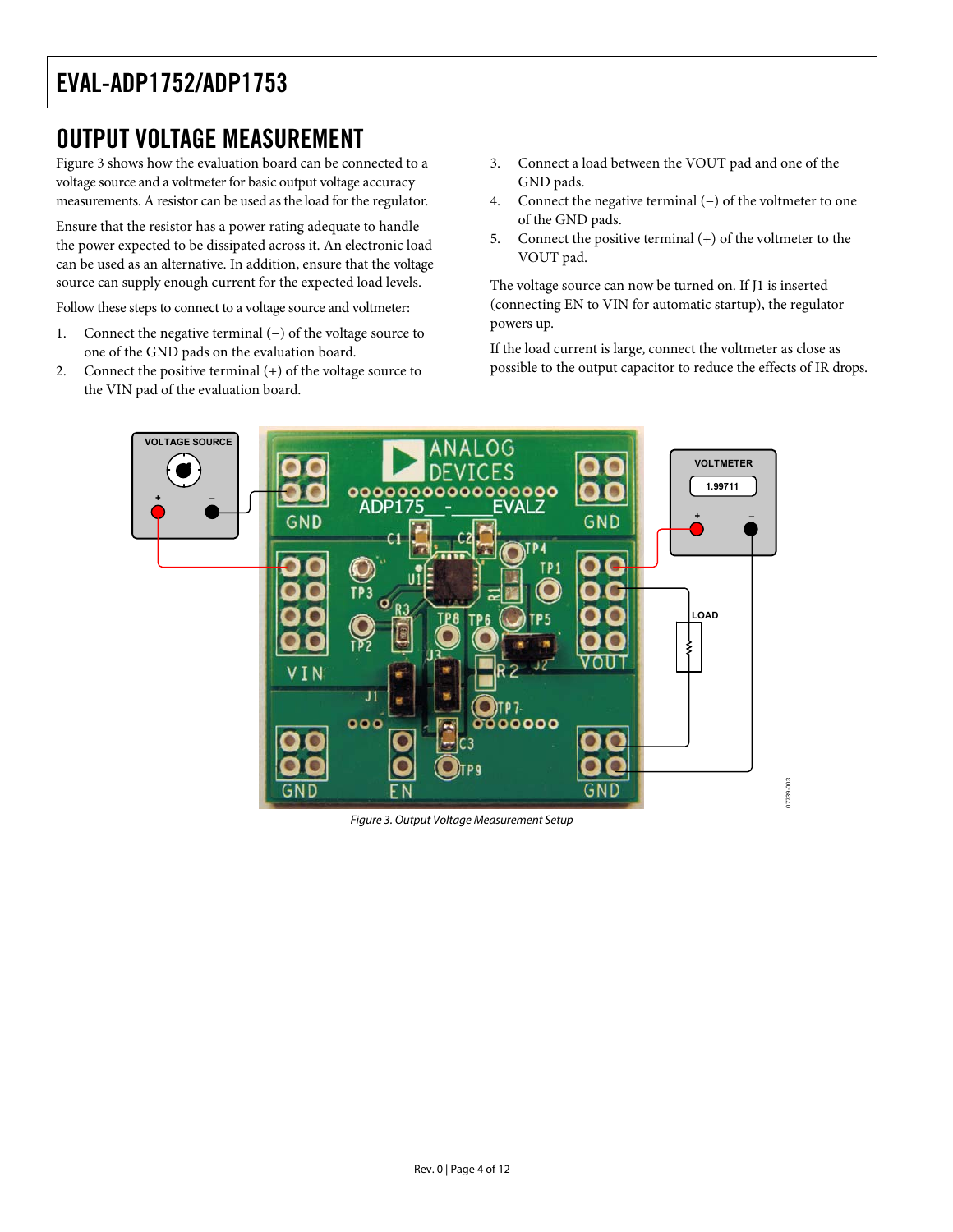## OUTPUT VOLTAGE MEASUREMENT

Figure 3 shows how the evaluation board can be connected to a voltage source and a voltmeter for basic output voltage accuracy measurements. A resistor can be used as the load for the regulator.

Ensure that the resistor has a power rating adequate to handle the power expected to be dissipated across it. An electronic load can be used as an alternative. In addition, ensure that the voltage source can supply enough current for the expected load levels.

Follow these steps to connect to a voltage source and voltmeter:

1. Connect the negative terminal (−) of the voltage source to one of the GND pads on the evaluation board.
2. Connect the positive terminal (+) of the voltage source to the VIN pad of the evaluation board.
3. Connect a load between the VOUT pad and one of the GND pads.
4. Connect the negative terminal (−) of the voltmeter to one of the GND pads.
5. Connect the positive terminal (+) of the voltmeter to the VOUT pad.

The voltage source can now be turned on. If J1 is inserted (connecting EN to VIN for automatic startup), the regulator powers up.

If the load current is large, connect the voltmeter as close as possible to the output capacitor to reduce the effects of IR drops.

*Figure 3. Output Voltage Measurement Setup*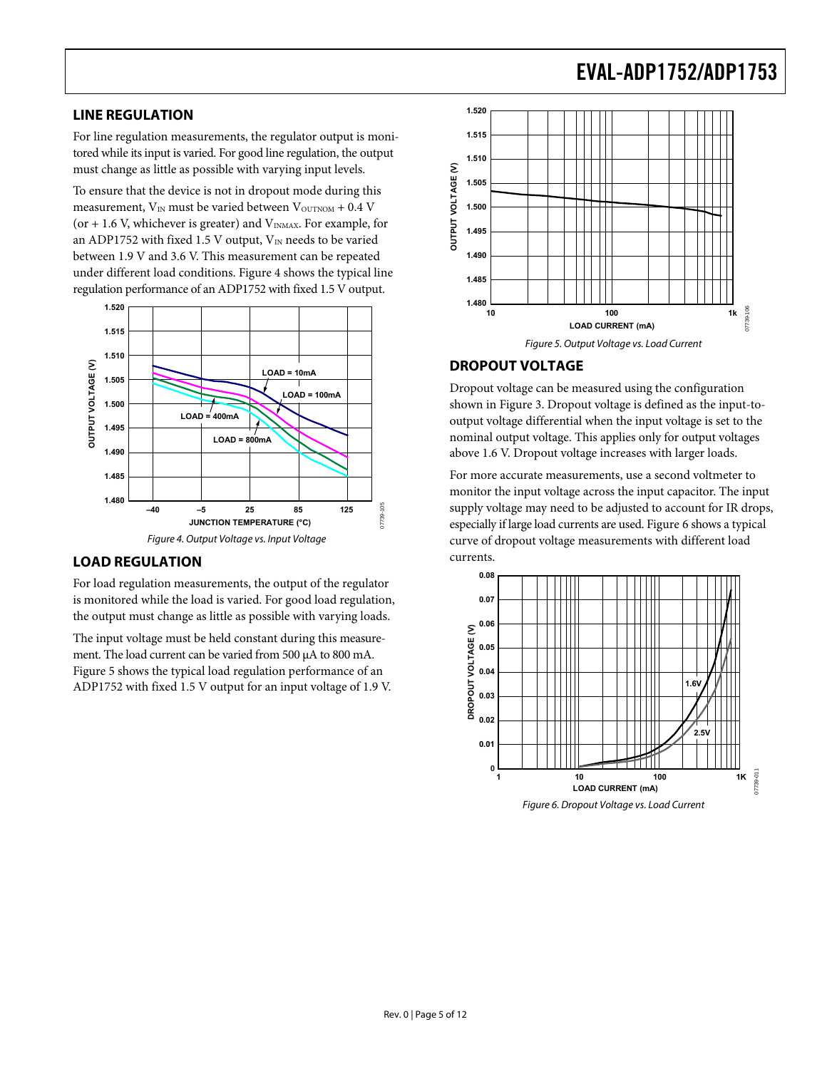## LINE REGULATION

For line regulation measurements, the regulator output is monitored while its input is varied. For good line regulation, the output must change as little as possible with varying input levels.

To ensure that the device is not in dropout mode during this measurement, $V_{IN}$ must be varied between $V_{OUTNOM}$ + 0.4 V (or + 1.6 V, whichever is greater) and $V_{INMAX}$. For example, for an ADP1752 with fixed 1.5 V output, $V_{IN}$ needs to be varied between 1.9 V and 3.6 V. This measurement can be repeated under different load conditions. Figure 4 shows the typical line regulation performance of an ADP1752 with fixed 1.5 V output.

*Figure 4. Output Voltage vs. Input Voltage*

## LOAD REGULATION

For load regulation measurements, the output of the regulator is monitored while the load is varied. For good load regulation, the output must change as little as possible with varying loads.

The input voltage must be held constant during this measurement. The load current can be varied from 500 μA to 800 mA. Figure 5 shows the typical load regulation performance of an ADP1752 with fixed 1.5 V output for an input voltage of 1.9 V.

*Figure 5. Output Voltage vs. Load Current*

## DROPOUT VOLTAGE

Dropout voltage can be measured using the configuration shown in Figure 3. Dropout voltage is defined as the input-to-output voltage differential when the input voltage is set to the nominal output voltage. This applies only for output voltages above 1.6 V. Dropout voltage increases with larger loads.

For more accurate measurements, use a second voltmeter to monitor the input voltage across the input capacitor. The input supply voltage may need to be adjusted to account for IR drops, especially if large load currents are used. Figure 6 shows a typical curve of dropout voltage measurements with different load currents.

*Figure 6. Dropout Voltage vs. Load Current*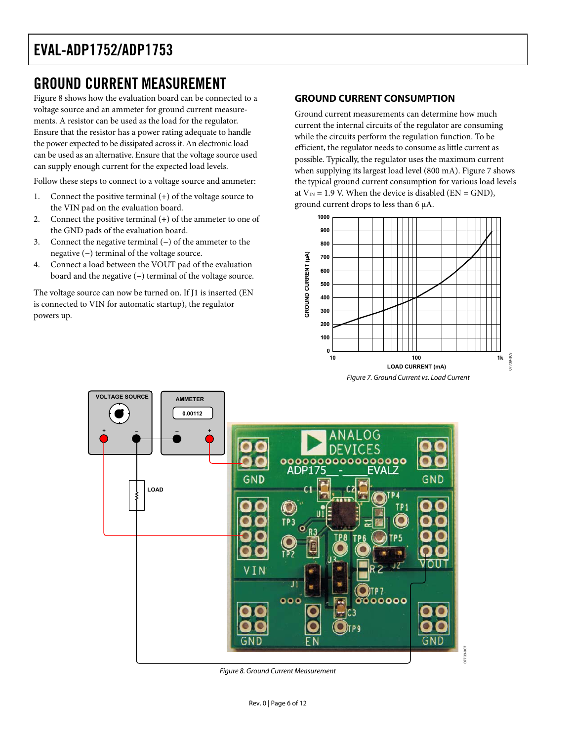# GROUND CURRENT MEASUREMENT

Figure 8 shows how the evaluation board can be connected to a voltage source and an ammeter for ground current measurements. A resistor can be used as the load for the regulator. Ensure that the resistor has a power rating adequate to handle the power expected to be dissipated across it. An electronic load can be used as an alternative. Ensure that the voltage source used can supply enough current for the expected load levels.

Follow these steps to connect to a voltage source and ammeter:

1. Connect the positive terminal (+) of the voltage source to the VIN pad on the evaluation board.
2. Connect the positive terminal (+) of the ammeter to one of the GND pads of the evaluation board.
3. Connect the negative terminal (−) of the ammeter to the negative (−) terminal of the voltage source.
4. Connect a load between the VOUT pad of the evaluation board and the negative (−) terminal of the voltage source.

The voltage source can now be turned on. If J1 is inserted (EN is connected to VIN for automatic startup), the regulator powers up.

## GROUND CURRENT CONSUMPTION

Ground current measurements can determine how much current the internal circuits of the regulator are consuming while the circuits perform the regulation function. To be efficient, the regulator needs to consume as little current as possible. Typically, the regulator uses the maximum current when supplying its largest load level (800 mA). Figure 7 shows the typical ground current consumption for various load levels at $V_{IN}$ = 1.9 V. When the device is disabled (EN = GND), ground current drops to less than 6 µA.

*Figure 7. Ground Current vs. Load Current*

*Figure 8. Ground Current Measurement*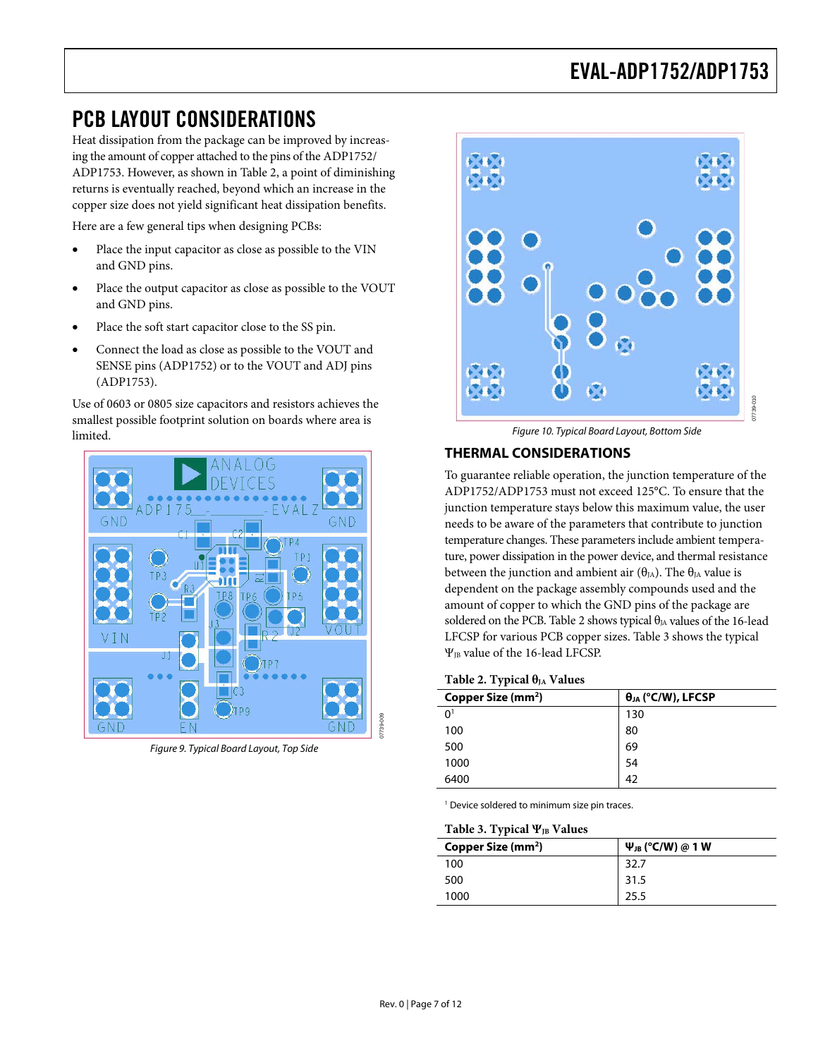# PCB LAYOUT CONSIDERATIONS

Heat dissipation from the package can be improved by increasing the amount of copper attached to the pins of the ADP1752/ADP1753. However, as shown in Table 2, a point of diminishing returns is eventually reached, beyond which an increase in the copper size does not yield significant heat dissipation benefits.

Here are a few general tips when designing PCBs:

- Place the input capacitor as close as possible to the VIN and GND pins.
- Place the output capacitor as close as possible to the VOUT and GND pins.
- Place the soft start capacitor close to the SS pin.
- Connect the load as close as possible to the VOUT and SENSE pins (ADP1752) or to the VOUT and ADJ pins (ADP1753).

Use of 0603 or 0805 size capacitors and resistors achieves the smallest possible footprint solution on boards where area is limited.

Figure 9. Typical Board Layout, Top Side

Figure 10. Typical Board Layout, Bottom Side

## THERMAL CONSIDERATIONS

To guarantee reliable operation, the junction temperature of the ADP1752/ADP1753 must not exceed 125°C. To ensure that the junction temperature stays below this maximum value, the user needs to be aware of the parameters that contribute to junction temperature changes. These parameters include ambient temperature, power dissipation in the power device, and thermal resistance between the junction and ambient air ($\theta_{JA}$). The $\theta_{JA}$ value is dependent on the package assembly compounds used and the amount of copper to which the GND pins of the package are soldered on the PCB. Table 2 shows typical $\theta_{JA}$ values of the 16-lead LFCSP for various PCB copper sizes. Table 3 shows the typical $\Psi_{JB}$ value of the 16-lead LFCSP.

**Table 2. Typical $\theta_{JA}$ Values**

| Copper Size (mm²) | $\theta_{JA}$ (°C/W), LFCSP |
|---|---|
| 0[1] | 130 |
| 100 | 80 |
| 500 | 69 |
| 1000 | 54 |
| 6400 | 42 |

[1] Device soldered to minimum size pin traces.

**Table 3. Typical $\Psi_{JB}$ Values**

| Copper Size (mm²) | $\Psi_{JB}$ (°C/W) @ 1 W |
|---|---|
| 100 | 32.7 |
| 500 | 31.5 |
| 1000 | 25.5 |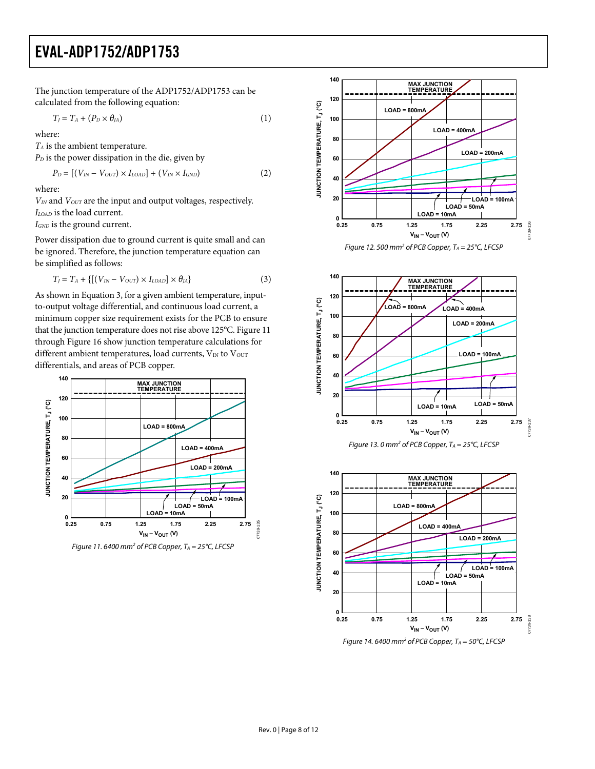The junction temperature of the ADP1752/ADP1753 can be calculated from the following equation:

$$T_J = T_A + (P_D \times \theta_{JA}) \quad (1)$$

where:
$T_A$ is the ambient temperature.
$P_D$ is the power dissipation in the die, given by

$$P_D = [(V_{IN} - V_{OUT}) \times I_{LOAD}] + (V_{IN} \times I_{GND}) \quad (2)$$

where:
$V_{IN}$ and $V_{OUT}$ are the input and output voltages, respectively.
$I_{LOAD}$ is the load current.
$I_{GND}$ is the ground current.

Power dissipation due to ground current is quite small and can be ignored. Therefore, the junction temperature equation can be simplified as follows:

$$T_J = T_A + \{[(V_{IN} - V_{OUT}) \times I_{LOAD}] \times \theta_{JA}\} \quad (3)$$

As shown in Equation 3, for a given ambient temperature, input-to-output voltage differential, and continuous load current, a minimum copper size requirement exists for the PCB to ensure that the junction temperature does not rise above 125°C. Figure 11 through Figure 16 show junction temperature calculations for different ambient temperatures, load currents, $V_{IN}$ to $V_{OUT}$ differentials, and areas of PCB copper.

Figure 11. 6400 mm² of PCB Copper, $T_A$ = 25°C, LFCSP

Figure 12. 500 mm² of PCB Copper, $T_A$ = 25°C, LFCSP

Figure 13. 0 mm² of PCB Copper, $T_A$ = 25°C, LFCSP

Figure 14. 6400 mm² of PCB Copper, $T_A$ = 50°C, LFCSP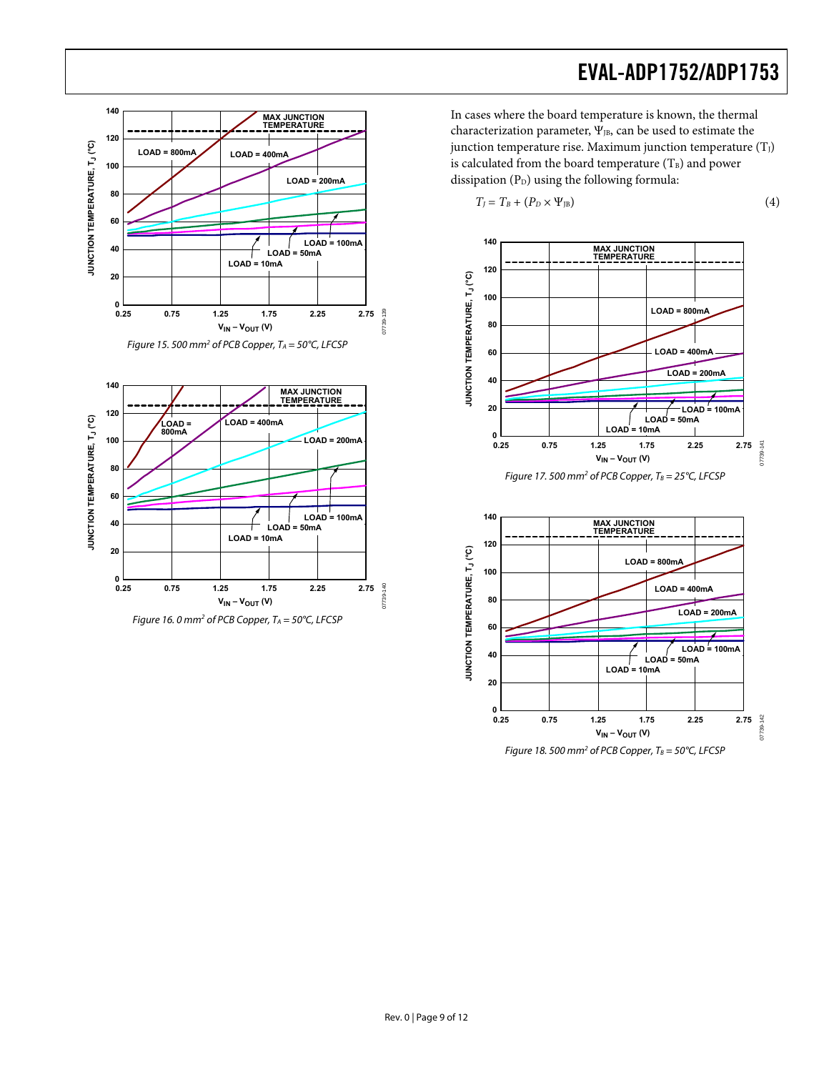Figure 15. 500 mm[2] of PCB Copper, $T_A$ = 50°C, LFCSP

Figure 16. 0 mm[2] of PCB Copper, $T_A$ = 50°C, LFCSP

In cases where the board temperature is known, the thermal characterization parameter, $\Psi_{JB}$, can be used to estimate the junction temperature rise. Maximum junction temperature ($T_J$) is calculated from the board temperature ($T_B$) and power dissipation ($P_D$) using the following formula:

$$T_J = T_B + (P_D \times \Psi_{JB}) \quad (4)$$

Figure 17. 500 mm[2] of PCB Copper, $T_B$ = 25°C, LFCSP

Figure 18. 500 mm[2] of PCB Copper, $T_B$ = 50°C, LFCSP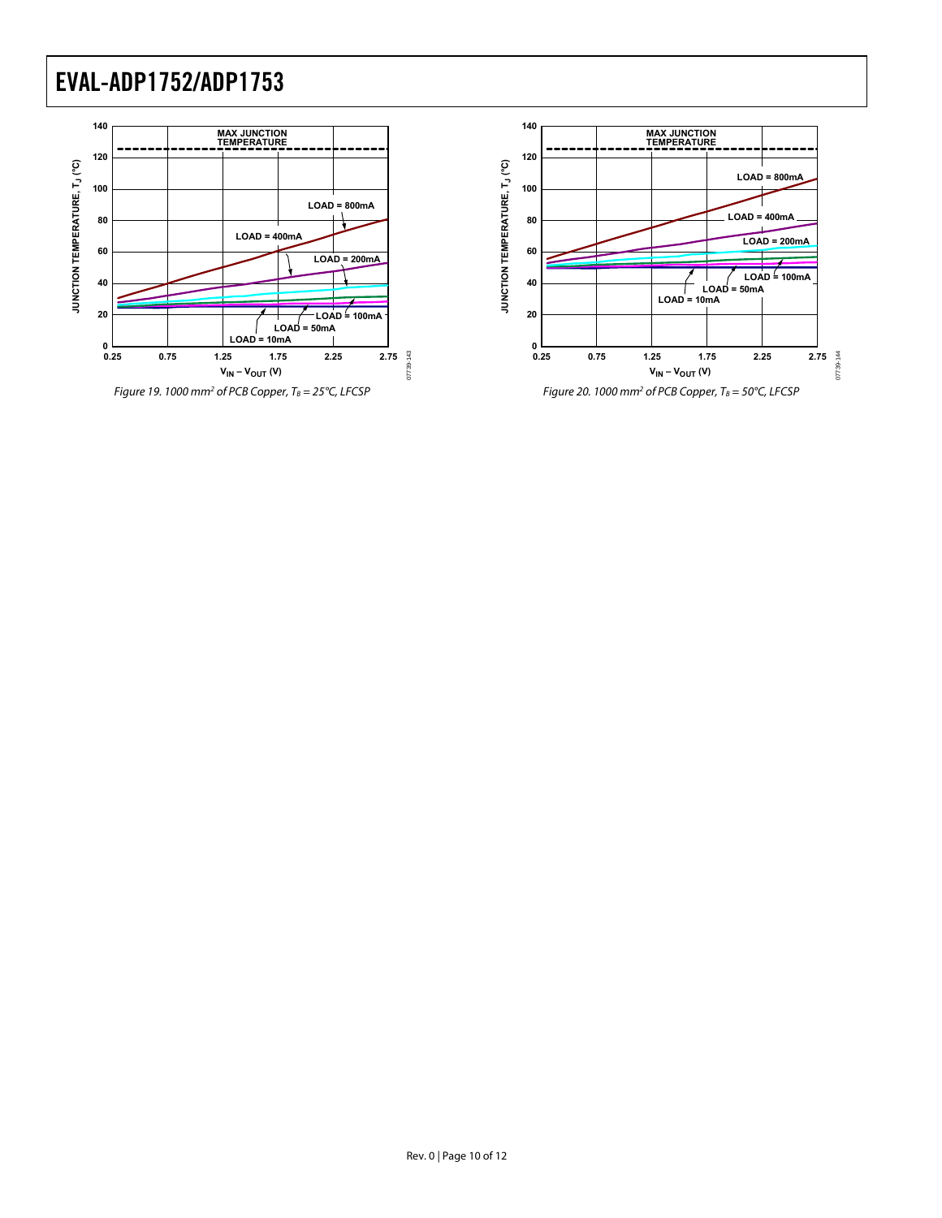Figure 19. 1000 mm² of PCB Copper, $T_B$ = 25°C, LFCSP

Figure 20. 1000 mm² of PCB Copper, $T_B$ = 50°C, LFCSP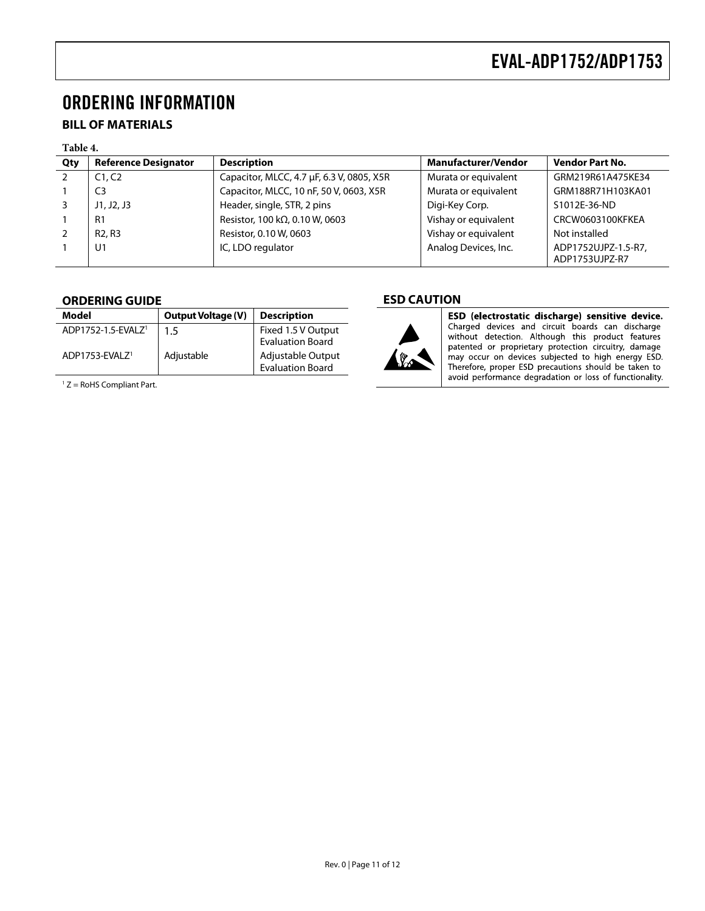# ORDERING INFORMATION

## BILL OF MATERIALS

**Table 4.**

| Qty | Reference Designator | Description | Manufacturer/Vendor | Vendor Part No. |
|---|---|---|---|---|
| 2 | C1, C2 | Capacitor, MLCC, 4.7 µF, 6.3 V, 0805, X5R | Murata or equivalent | GRM219R61A475KE34 |
| 1 | C3 | Capacitor, MLCC, 10 nF, 50 V, 0603, X5R | Murata or equivalent | GRM188R71H103KA01 |
| 3 | J1, J2, J3 | Header, single, STR, 2 pins | Digi-Key Corp. | S1012E-36-ND |
| 1 | R1 | Resistor, 100 kΩ, 0.10 W, 0603 | Vishay or equivalent | CRCW0603100KFKEA |
| 2 | R2, R3 | Resistor, 0.10 W, 0603 | Vishay or equivalent | Not installed |
| 1 | U1 | IC, LDO regulator | Analog Devices, Inc. | ADP1752UJPZ-1.5-R7, ADP1753UJPZ-R7 |

## ORDERING GUIDE

| Model | Output Voltage (V) | Description |
|---|---|---|
| ADP1752-1.5-EVALZ[1] | 1.5 | Fixed 1.5 V Output Evaluation Board |
| ADP1753-EVALZ[1] | Adjustable | Adjustable Output Evaluation Board |

[1] Z = RoHS Compliant Part.

## ESD CAUTION

**ESD (electrostatic discharge) sensitive device.** Charged devices and circuit boards can discharge without detection. Although this product features patented or proprietary protection circuitry, damage may occur on devices subjected to high energy ESD. Therefore, proper ESD precautions should be taken to avoid performance degradation or loss of functionality.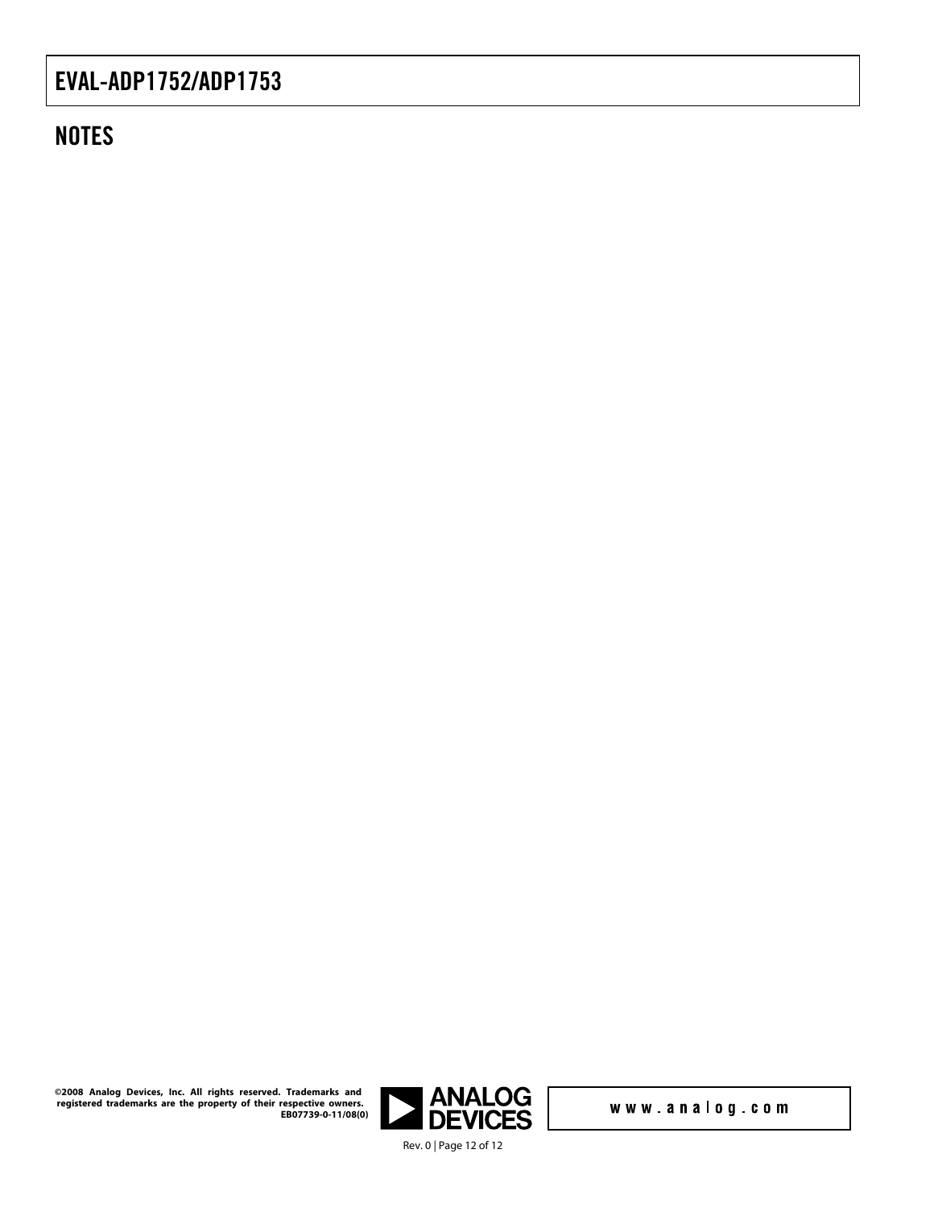## NOTES

©2008 Analog Devices, Inc. All rights reserved. Trademarks and registered trademarks are the property of their respective owners. EB07739-0-11/08(0)

www.analog.com